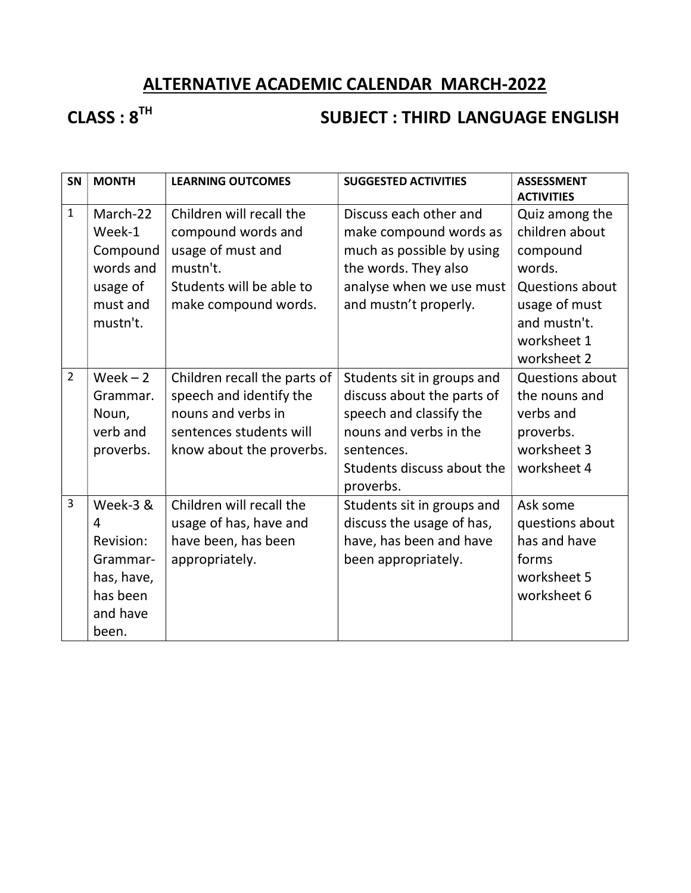# ALTERNATIVE ACADEMIC CALENDAR MARCH-2022

## CLASS : $8^{TH}$ SUBJECT : THIRD LANGUAGE ENGLISH

| SN | MONTH | LEARNING OUTCOMES | SUGGESTED ACTIVITIES | ASSESSMENT ACTIVITIES |
|---|---|---|---|---|
| 1 | March-22 Week-1 Compound words and usage of must and mustn't. | Children will recall the compound words and usage of must and mustn't. Students will be able to make compound words. | Discuss each other and make compound words as much as possible by using the words. They also analyse when we use must and mustn't properly. | Quiz among the children about compound words. Questions about usage of must and mustn't. worksheet 1 worksheet 2 |
| 2 | Week – 2 Grammar. Noun, verb and proverbs. | Children recall the parts of speech and identify the nouns and verbs in sentences students will know about the proverbs. | Students sit in groups and discuss about the parts of speech and classify the nouns and verbs in the sentences. Students discuss about the proverbs. | Questions about the nouns and verbs and proverbs. worksheet 3 worksheet 4 |
| 3 | Week-3 & 4 Revision: Grammar- has, have, has been and have been. | Children will recall the usage of has, have and have been, has been appropriately. | Students sit in groups and discuss the usage of has, have, has been and have been appropriately. | Ask some questions about has and have forms worksheet 5 worksheet 6 |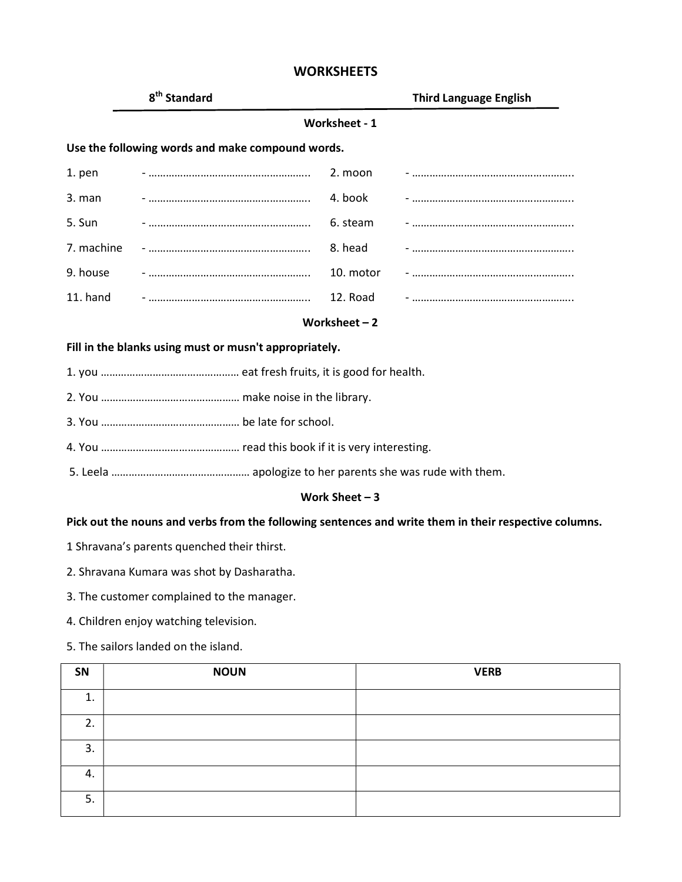# WORKSHEETS

**8th Standard** **Third Language English**

### Worksheet - 1

**Use the following words and make compound words.**

| | | | |
|---|---|---|---|
| 1. pen | - ……………………………………………….. | 2. moon | - ……………………………………………….. |
| 3. man | - ……………………………………………….. | 4. book | - ……………………………………………….. |
| 5. Sun | - ……………………………………………….. | 6. steam | - ……………………………………………….. |
| 7. machine | - ……………………………………………….. | 8. head | - ……………………………………………….. |
| 9. house | - ……………………………………………….. | 10. motor | - ……………………………………………….. |
| 11. hand | - ……………………………………………….. | 12. Road | - ……………………………………………….. |

### Worksheet – 2

**Fill in the blanks using must or musn't appropriately.**

1. you ………………………………………… eat fresh fruits, it is good for health.
2. You ………………………………………… make noise in the library.
3. You ………………………………………… be late for school.
4. You ………………………………………… read this book if it is very interesting.
5. Leela ………………………………………… apologize to her parents she was rude with them.

### Work Sheet – 3

**Pick out the nouns and verbs from the following sentences and write them in their respective columns.**

1 Shravana's parents quenched their thirst.

2. Shravana Kumara was shot by Dasharatha.

3. The customer complained to the manager.

4. Children enjoy watching television.

5. The sailors landed on the island.

| SN | NOUN | VERB |
|---|---|---|
| 1. | | |
| 2. | | |
| 3. | | |
| 4. | | |
| 5. | | |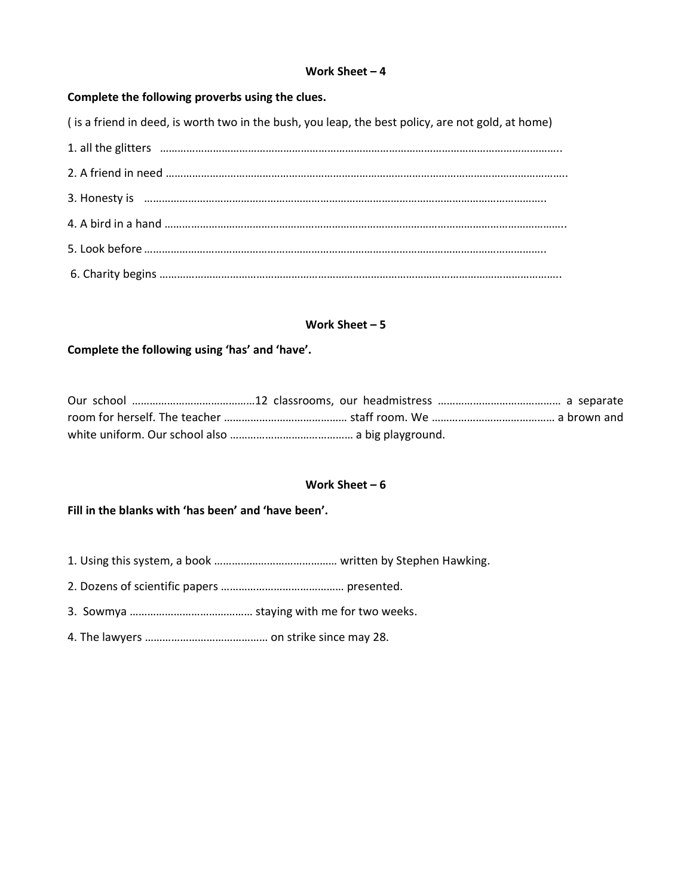**Work Sheet – 4**

**Complete the following proverbs using the clues.**

( is a friend in deed, is worth two in the bush, you leap, the best policy, are not gold, at home)

1. all the glitters ……………………………………………………………………………………………………………………..
2. A friend in need ……………………………………………………………………………………………………………………..
3. Honesty is ……………………………………………………………………………………………………………………..
4. A bird in a hand ……………………………………………………………………………………………………………………..
5. Look before ……………………………………………………………………………………………………………………..
6. Charity begins ……………………………………………………………………………………………………………………..

**Work Sheet – 5**

**Complete the following using 'has' and 'have'.**

Our school ……………………………………12 classrooms, our headmistress …………………………………… a separate room for herself. The teacher …………………………………… staff room. We …………………………………… a brown and white uniform. Our school also …………………………………… a big playground.

**Work Sheet – 6**

**Fill in the blanks with 'has been' and 'have been'.**

1. Using this system, a book …………………………………… written by Stephen Hawking.
2. Dozens of scientific papers …………………………………… presented.
3. Sowmya …………………………………… staying with me for two weeks.
4. The lawyers …………………………………… on strike since may 28.